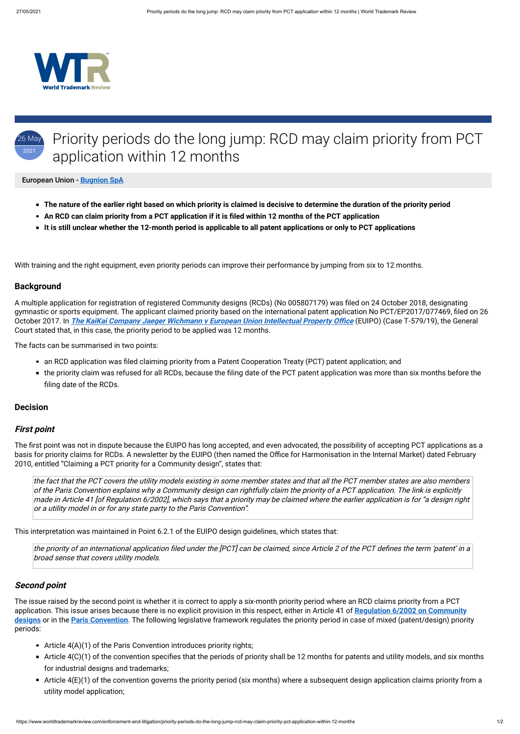# Priority periods do the long jump: RCD may claim priority from PCT application within 12 months

26 May 2021

European Union - **Bugnion SpA**

- **The nature of the earlier right based on which priority is claimed is decisive to determine the duration of the priority period**
- **An RCD can claim priority from a PCT application if it is filed within 12 months of the PCT application**
- **It is still unclear whether the 12-month period is applicable to all patent applications or only to PCT applications**

With training and the right equipment, even priority periods can improve their performance by jumping from six to 12 months.

## Background

A multiple application for registration of registered Community designs (RCDs) (No 005807179) was filed on 24 October 2018, designating gymnastic or sports equipment. The applicant claimed priority based on the international patent application No PCT/EP2017/077469, filed on 26 October 2017. In ***The KaiKai Company Jaeger Wichmann v European Union Intellectual Property Office*** (EUIPO) (Case T-579/19), the General Court stated that, in this case, the priority period to be applied was 12 months.

The facts can be summarised in two points:

- an RCD application was filed claiming priority from a Patent Cooperation Treaty (PCT) patent application; and
- the priority claim was refused for all RCDs, because the filing date of the PCT patent application was more than six months before the filing date of the RCDs.

## Decision

### *First point*

The first point was not in dispute because the EUIPO has long accepted, and even advocated, the possibility of accepting PCT applications as a basis for priority claims for RCDs. A newsletter by the EUIPO (then named the Office for Harmonisation in the Internal Market) dated February 2010, entitled "Claiming a PCT priority for a Community design", states that:

> *the fact that the PCT covers the utility models existing in some member states and that all the PCT member states are also members of the Paris Convention explains why a Community design can rightfully claim the priority of a PCT application. The link is explicitly made in Article 41 [of Regulation 6/2002], which says that a priority may be claimed where the earlier application is for "a design right or a utility model in or for any state party to the Paris Convention".*

This interpretation was maintained in Point 6.2.1 of the EUIPO design guidelines, which states that:

> *the priority of an international application filed under the [PCT] can be claimed, since Article 2 of the PCT defines the term 'patent' in a broad sense that covers utility models.*

### *Second point*

The issue raised by the second point is whether it is correct to apply a six-month priority period where an RCD claims priority from a PCT application. This issue arises because there is no explicit provision in this respect, either in Article 41 of **Regulation 6/2002 on Community designs** or in the **Paris Convention**. The following legislative framework regulates the priority period in case of mixed (patent/design) priority periods:

- Article 4(A)(1) of the Paris Convention introduces priority rights;
- Article 4(C)(1) of the convention specifies that the periods of priority shall be 12 months for patents and utility models, and six months for industrial designs and trademarks;
- Article 4(E)(1) of the convention governs the priority period (six months) where a subsequent design application claims priority from a utility model application;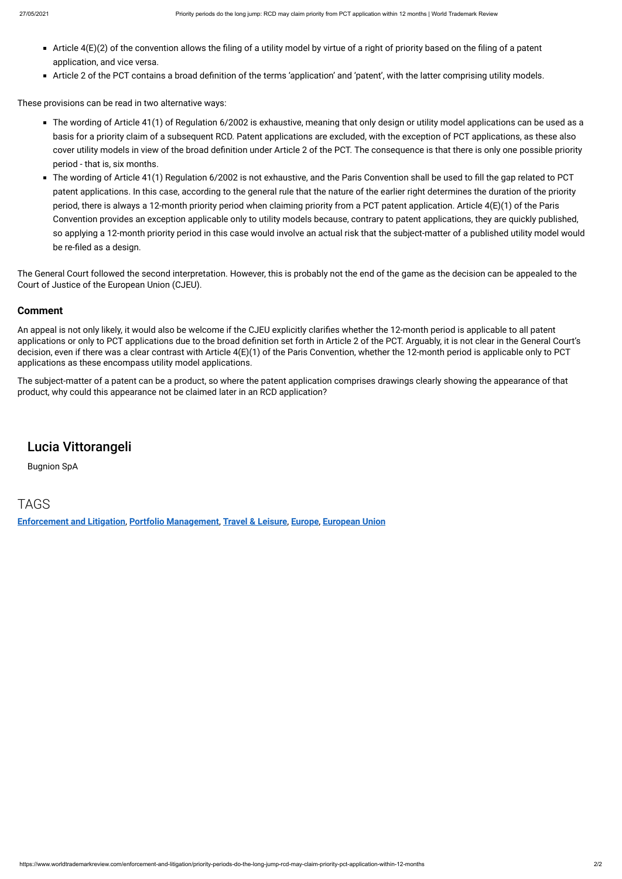- Article 4(E)(2) of the convention allows the filing of a utility model by virtue of a right of priority based on the filing of a patent application, and vice versa.
- Article 2 of the PCT contains a broad definition of the terms 'application' and 'patent', with the latter comprising utility models.

These provisions can be read in two alternative ways:

- The wording of Article 41(1) of Regulation 6/2002 is exhaustive, meaning that only design or utility model applications can be used as a basis for a priority claim of a subsequent RCD. Patent applications are excluded, with the exception of PCT applications, as these also cover utility models in view of the broad definition under Article 2 of the PCT. The consequence is that there is only one possible priority period - that is, six months.
- The wording of Article 41(1) Regulation 6/2002 is not exhaustive, and the Paris Convention shall be used to fill the gap related to PCT patent applications. In this case, according to the general rule that the nature of the earlier right determines the duration of the priority period, there is always a 12-month priority period when claiming priority from a PCT patent application. Article 4(E)(1) of the Paris Convention provides an exception applicable only to utility models because, contrary to patent applications, they are quickly published, so applying a 12-month priority period in this case would involve an actual risk that the subject-matter of a published utility model would be re-filed as a design.

The General Court followed the second interpretation. However, this is probably not the end of the game as the decision can be appealed to the Court of Justice of the European Union (CJEU).

## Comment

An appeal is not only likely, it would also be welcome if the CJEU explicitly clarifies whether the 12-month period is applicable to all patent applications or only to PCT applications due to the broad definition set forth in Article 2 of the PCT. Arguably, it is not clear in the General Court's decision, even if there was a clear contrast with Article 4(E)(1) of the Paris Convention, whether the 12-month period is applicable only to PCT applications as these encompass utility model applications.

The subject-matter of a patent can be a product, so where the patent application comprises drawings clearly showing the appearance of that product, why could this appearance not be claimed later in an RCD application?

## Lucia Vittorangeli

Bugnion SpA

## TAGS

**Enforcement and Litigation**, **Portfolio Management**, **Travel & Leisure**, **Europe**, **European Union**